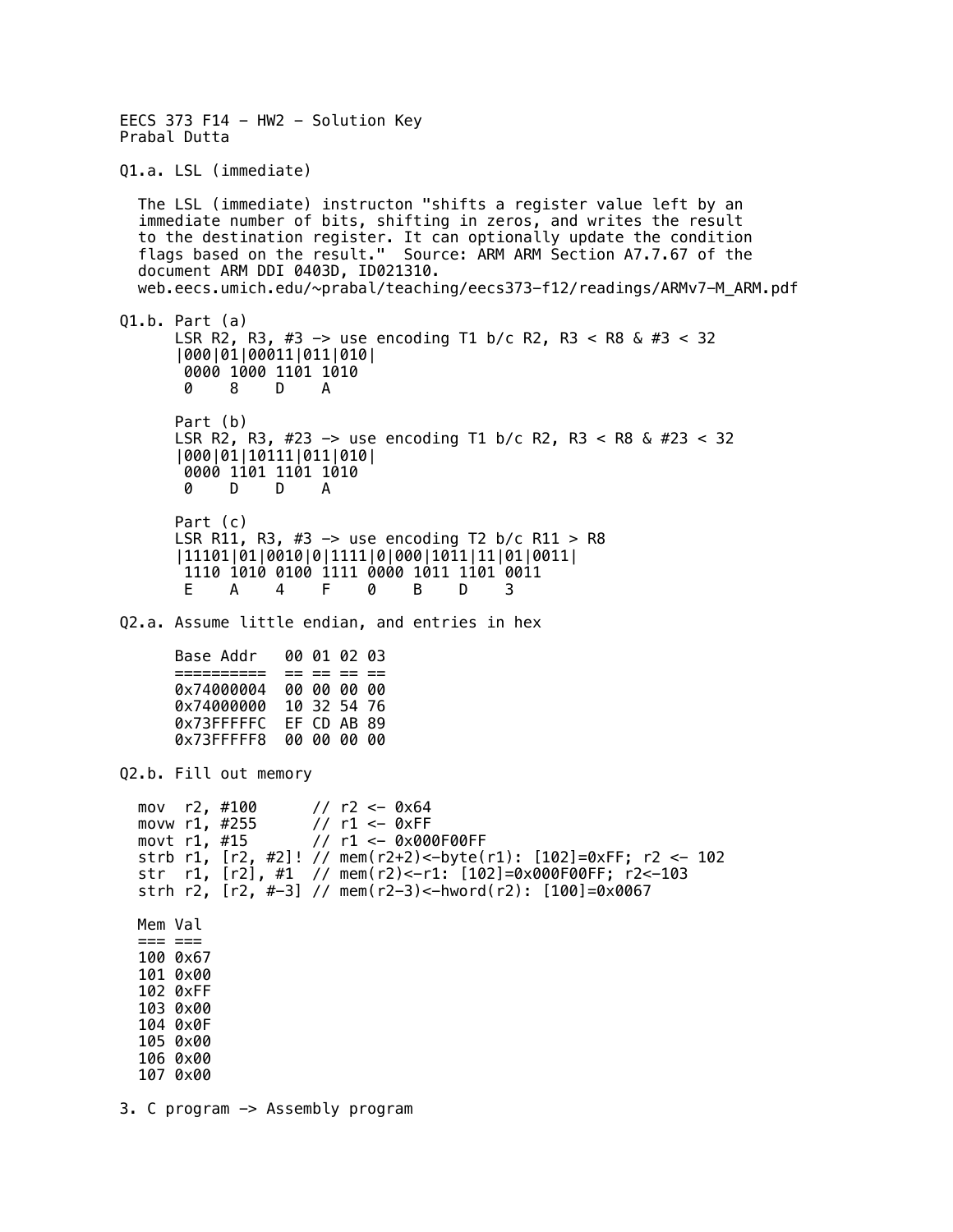EECS 373 F14 - HW2 - Solution Key
Prabal Dutta

Q1.a. LSL (immediate)

The LSL (immediate) instructon "shifts a register value left by an immediate number of bits, shifting in zeros, and writes the result to the destination register. It can optionally update the condition flags based on the result." Source: ARM ARM Section A7.7.67 of the document ARM DDI 0403D, ID021310.
web.eecs.umich.edu/~prabal/teaching/eecs373-f12/readings/ARMv7-M_ARM.pdf

Q1.b. Part (a)

```
LSR R2, R3, #3 -> use encoding T1 b/c R2, R3 < R8 & #3 < 32
|000|01|00011|011|010|
 0000 1000 1101 1010
 0    8    D    A
```

Part (b)

```
LSR R2, R3, #23 -> use encoding T1 b/c R2, R3 < R8 & #23 < 32
|000|01|10111|011|010|
 0000 1101 1101 1010
 0    D    D    A
```

Part (c)

```
LSR R11, R3, #3 -> use encoding T2 b/c R11 > R8
|11101|01|0010|0|1111|0|000|1011|11|01|0011|
 1110 1010 0100 1111 0000 1011 1101 0011
 E    A    4    F    0    B    D    3
```

Q2.a. Assume little endian, and entries in hex

```
Base Addr   00 01 02 03
==========  == == == ==
0x74000004  00 00 00 00
0x74000000  10 32 54 76
0x73FFFFFC  EF CD AB 89
0x73FFFFF8  00 00 00 00
```

Q2.b. Fill out memory

```
mov  r2, #100      // r2 <- 0x64
movw r1, #255      // r1 <- 0xFF
movt r1, #15       // r1 <- 0x000F00FF
strb r1, [r2, #2]! // mem(r2+2)<-byte(r1): [102]=0xFF; r2 <- 102
str  r1, [r2], #1  // mem(r2)<-r1: [102]=0x000F00FF; r2<-103
strh r2, [r2, #-3] // mem(r2-3)<-hword(r2): [100]=0x0067
```

```
Mem Val
=== ===
100 0x67
101 0x00
102 0xFF
103 0x00
104 0x0F
105 0x00
106 0x00
107 0x00
```

3. C program -> Assembly program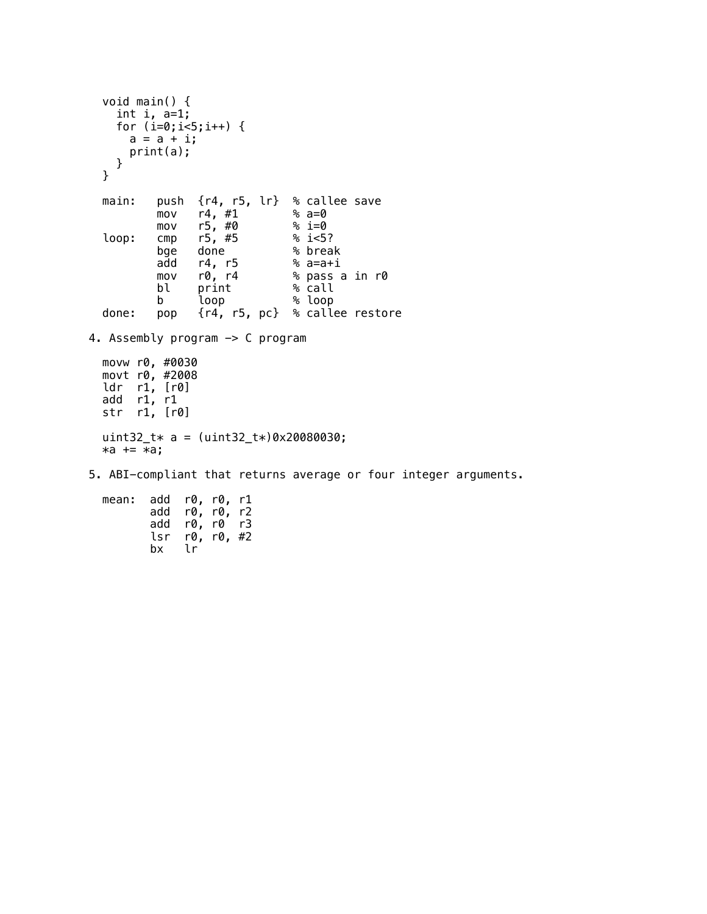```
void main() {
  int i, a=1;
  for (i=0;i<5;i++) {
    a = a + i;
    print(a);
  }
}

main:   push  {r4, r5, lr}  % callee save
        mov   r4, #1        % a=0
        mov   r5, #0        % i=0
loop:   cmp   r5, #5        % i<5?
        bge   done          % break
        add   r4, r5        % a=a+i
        mov   r0, r4        % pass a in r0
        bl    print         % call
        b     loop          % loop
done:   pop   {r4, r5, pc}  % callee restore
```

4. Assembly program -> C program

```
movw r0, #0030
movt r0, #2008
ldr  r1, [r0]
add  r1, r1
str  r1, [r0]

uint32_t* a = (uint32_t*)0x20080030;
*a += *a;
```

5. ABI-compliant that returns average or four integer arguments.

```
mean:  add  r0, r0, r1
       add  r0, r0, r2
       add  r0, r0  r3
       lsr  r0, r0, #2
       bx   lr
```